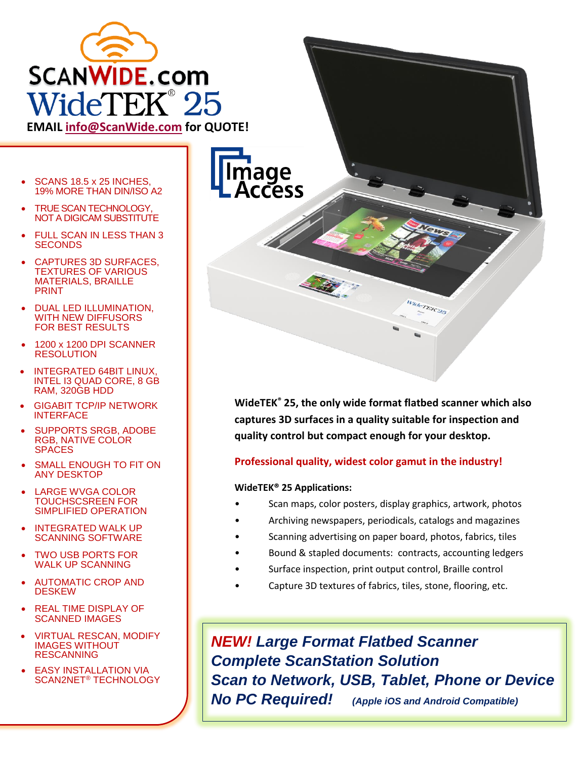# SCANWIDE.com

# WideTEK® 25

**EMAIL info@ScanWide.com for QUOTE!**

- SCANS 18.5 x 25 INCHES, 19% MORE THAN DIN/ISO A2
- TRUE SCAN TECHNOLOGY, NOT A DIGICAM SUBSTITUTE
- FULL SCAN IN LESS THAN 3 SECONDS
- CAPTURES 3D SURFACES, TEXTURES OF VARIOUS MATERIALS, BRAILLE PRINT
- DUAL LED ILLUMINATION, WITH NEW DIFFUSORS FOR BEST RESULTS
- 1200 x 1200 DPI SCANNER RESOLUTION
- INTEGRATED 64BIT LINUX, INTEL I3 QUAD CORE, 8 GB RAM, 320GB HDD
- GIGABIT TCP/IP NETWORK INTERFACE
- SUPPORTS SRGB, ADOBE RGB, NATIVE COLOR SPACES
- SMALL ENOUGH TO FIT ON ANY DESKTOP
- LARGE WVGA COLOR TOUCHSCSREEN FOR SIMPLIFIED OPERATION
- INTEGRATED WALK UP SCANNING SOFTWARE
- TWO USB PORTS FOR WALK UP SCANNING
- AUTOMATIC CROP AND DESKEW
- REAL TIME DISPLAY OF SCANNED IMAGES
- VIRTUAL RESCAN, MODIFY IMAGES WITHOUT RESCANNING
- EASY INSTALLATION VIA SCAN2NET® TECHNOLOGY

Image Access

**WideTEK® 25, the only wide format flatbed scanner which also captures 3D surfaces in a quality suitable for inspection and quality control but compact enough for your desktop.**

**Professional quality, widest color gamut in the industry!**

**WideTEK® 25 Applications:**

- Scan maps, color posters, display graphics, artwork, photos
- Archiving newspapers, periodicals, catalogs and magazines
- Scanning advertising on paper board, photos, fabrics, tiles
- Bound & stapled documents: contracts, accounting ledgers
- Surface inspection, print output control, Braille control
- Capture 3D textures of fabrics, tiles, stone, flooring, etc.

***NEW! Large Format Flatbed Scanner***
***Complete ScanStation Solution***
***Scan to Network, USB, Tablet, Phone or Device***
***No PC Required!*** ***(Apple iOS and Android Compatible)***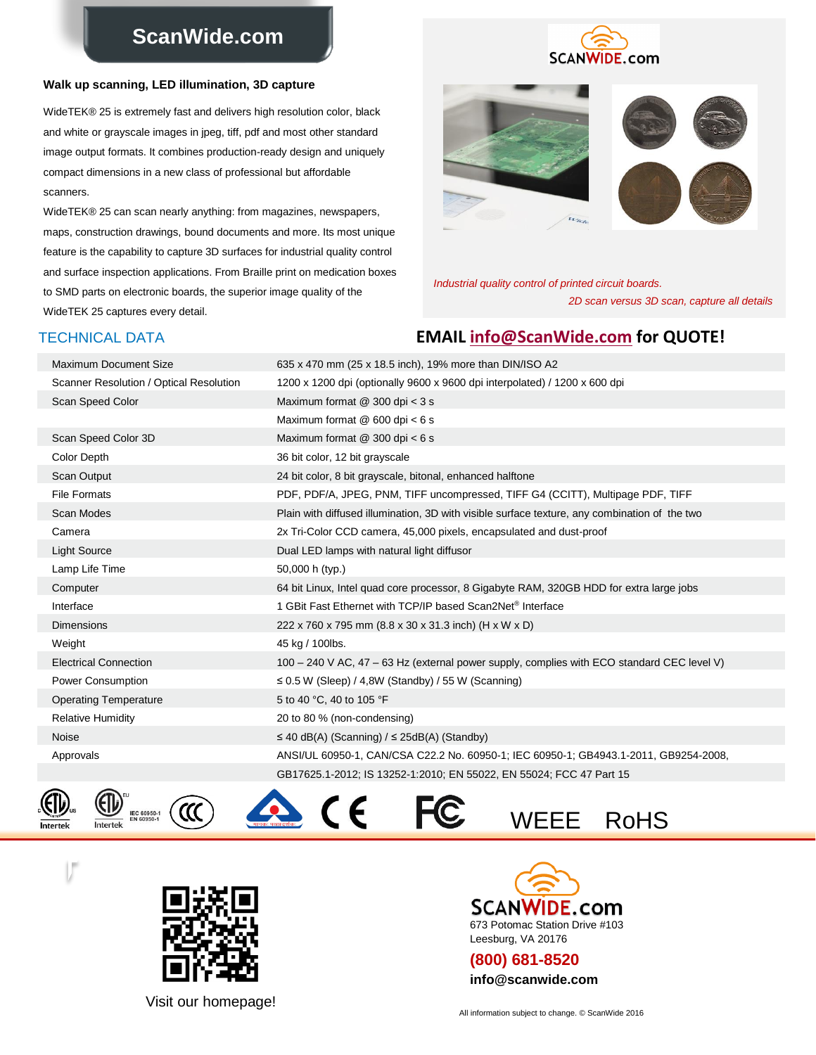# ScanWide.com

### Walk up scanning, LED illumination, 3D capture

WideTEK® 25 is extremely fast and delivers high resolution color, black and white or grayscale images in jpeg, tiff, pdf and most other standard image output formats. It combines production-ready design and uniquely compact dimensions in a new class of professional but affordable scanners.

WideTEK® 25 can scan nearly anything: from magazines, newspapers, maps, construction drawings, bound documents and more. Its most unique feature is the capability to capture 3D surfaces for industrial quality control and surface inspection applications. From Braille print on medication boxes to SMD parts on electronic boards, the superior image quality of the WideTEK 25 captures every detail.

SCANWIDE.com

*Industrial quality control of printed circuit boards.*

*2D scan versus 3D scan, capture all details*

## TECHNICAL DATA

**EMAIL info@ScanWide.com for QUOTE!**

| | |
|---|---|
| Maximum Document Size | 635 x 470 mm (25 x 18.5 inch), 19% more than DIN/ISO A2 |
| Scanner Resolution / Optical Resolution | 1200 x 1200 dpi (optionally 9600 x 9600 dpi interpolated) / 1200 x 600 dpi |
| Scan Speed Color | Maximum format @ 300 dpi < 3 s |
| | Maximum format @ 600 dpi < 6 s |
| Scan Speed Color 3D | Maximum format @ 300 dpi < 6 s |
| Color Depth | 36 bit color, 12 bit grayscale |
| Scan Output | 24 bit color, 8 bit grayscale, bitonal, enhanced halftone |
| File Formats | PDF, PDF/A, JPEG, PNM, TIFF uncompressed, TIFF G4 (CCITT), Multipage PDF, TIFF |
| Scan Modes | Plain with diffused illumination, 3D with visible surface texture, any combination of the two |
| Camera | 2x Tri-Color CCD camera, 45,000 pixels, encapsulated and dust-proof |
| Light Source | Dual LED lamps with natural light diffusor |
| Lamp Life Time | 50,000 h (typ.) |
| Computer | 64 bit Linux, Intel quad core processor, 8 Gigabyte RAM, 320GB HDD for extra large jobs |
| Interface | 1 GBit Fast Ethernet with TCP/IP based Scan2Net® Interface |
| Dimensions | 222 x 760 x 795 mm (8.8 x 30 x 31.3 inch) (H x W x D) |
| Weight | 45 kg / 100lbs. |
| Electrical Connection | 100 – 240 V AC, 47 – 63 Hz (external power supply, complies with ECO standard CEC level V) |
| Power Consumption | ≤ 0.5 W (Sleep) / 4,8W (Standby) / 55 W (Scanning) |
| Operating Temperature | 5 to 40 °C, 40 to 105 °F |
| Relative Humidity | 20 to 80 % (non-condensing) |
| Noise | ≤ 40 dB(A) (Scanning) / ≤ 25dB(A) (Standby) |
| Approvals | ANSI/UL 60950-1, CAN/CSA C22.2 No. 60950-1; IEC 60950-1; GB4943.1-2011, GB9254-2008, GB17625.1-2012; IS 13252-1:2010; EN 55022, EN 55024; FCC 47 Part 15 |

Intertek Intertek IEC 60950-1 EN 60950-1 CE FC WEEE RoHS

Visit our homepage!

SCANWIDE.com
673 Potomac Station Drive #103
Leesburg, VA 20176

**(800) 681-8520**

**info@scanwide.com**

All information subject to change. © ScanWide 2016